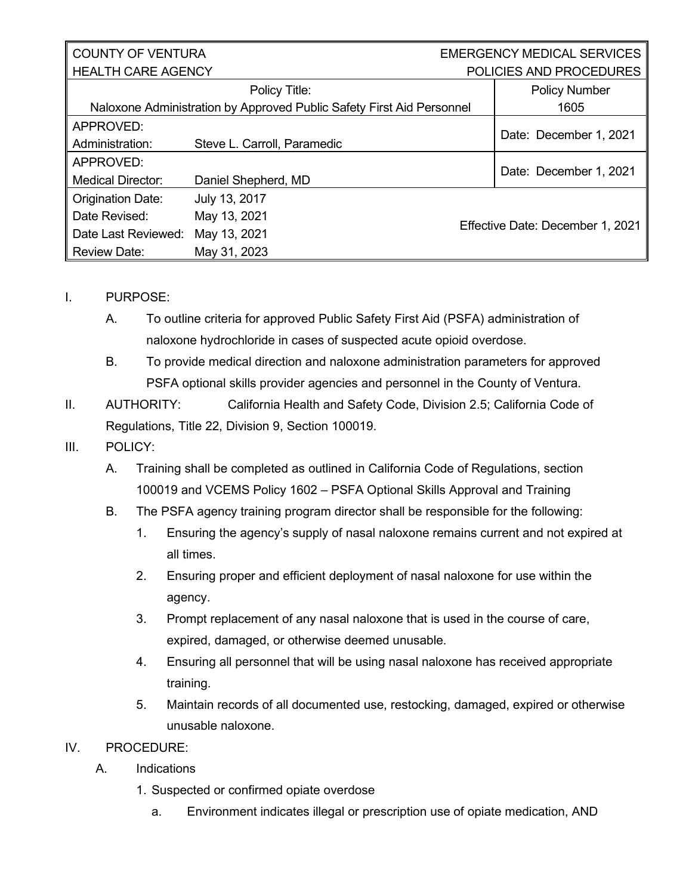| COUNTY OF VENTURA<br>HEALTH CARE AGENCY | | EMERGENCY MEDICAL SERVICES<br>POLICIES AND PROCEDURES |
|---|---|---|
| Policy Title:<br>Naloxone Administration by Approved Public Safety First Aid Personnel | | Policy Number<br>1605 |
| APPROVED:<br>Administration: | Steve L. Carroll, Paramedic | Date: December 1, 2021 |
| APPROVED:<br>Medical Director: | Daniel Shepherd, MD | Date: December 1, 2021 |
| Origination Date:<br>Date Revised:<br>Date Last Reviewed:<br>Review Date: | July 13, 2017<br>May 13, 2021<br>May 13, 2021<br>May 31, 2023 | Effective Date: December 1, 2021 |

I. PURPOSE:

A. To outline criteria for approved Public Safety First Aid (PSFA) administration of naloxone hydrochloride in cases of suspected acute opioid overdose.

B. To provide medical direction and naloxone administration parameters for approved PSFA optional skills provider agencies and personnel in the County of Ventura.

II. AUTHORITY: California Health and Safety Code, Division 2.5; California Code of Regulations, Title 22, Division 9, Section 100019.

III. POLICY:

A. Training shall be completed as outlined in California Code of Regulations, section 100019 and VCEMS Policy 1602 – PSFA Optional Skills Approval and Training

B. The PSFA agency training program director shall be responsible for the following:

1. Ensuring the agency's supply of nasal naloxone remains current and not expired at all times.
2. Ensuring proper and efficient deployment of nasal naloxone for use within the agency.
3. Prompt replacement of any nasal naloxone that is used in the course of care, expired, damaged, or otherwise deemed unusable.
4. Ensuring all personnel that will be using nasal naloxone has received appropriate training.
5. Maintain records of all documented use, restocking, damaged, expired or otherwise unusable naloxone.

IV. PROCEDURE:

A. Indications

1. Suspected or confirmed opiate overdose

a. Environment indicates illegal or prescription use of opiate medication, AND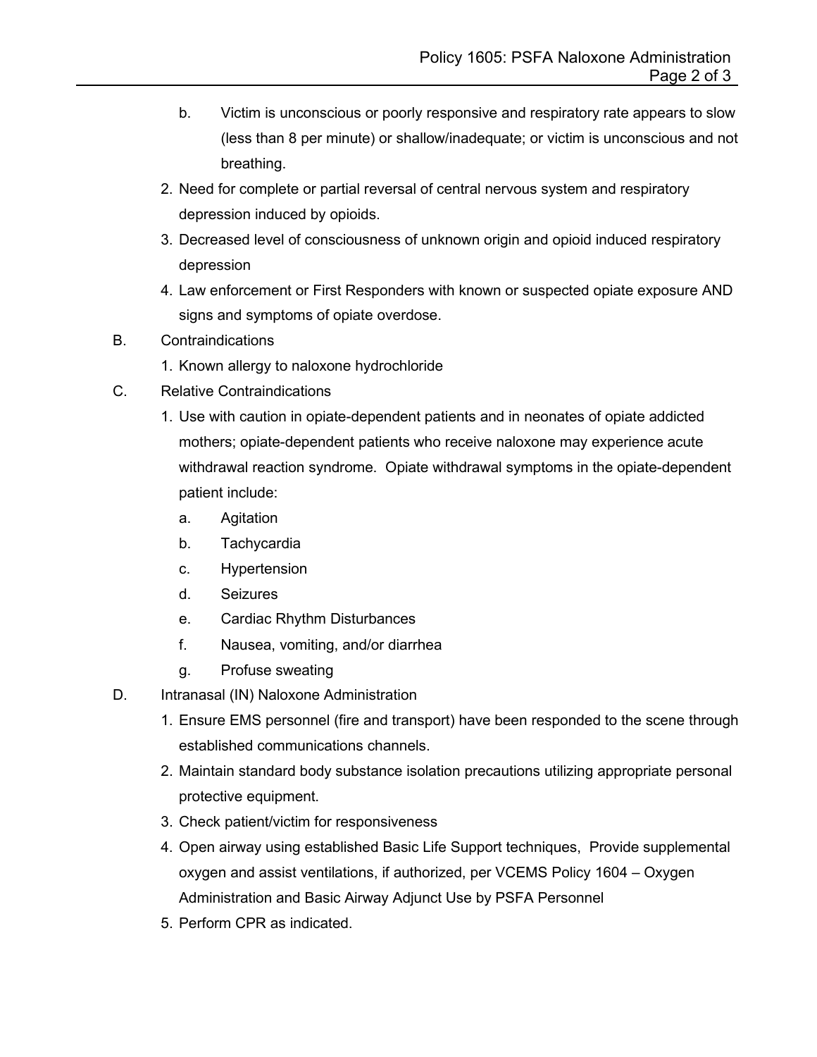b. Victim is unconscious or poorly responsive and respiratory rate appears to slow (less than 8 per minute) or shallow/inadequate; or victim is unconscious and not breathing.

2. Need for complete or partial reversal of central nervous system and respiratory depression induced by opioids.
3. Decreased level of consciousness of unknown origin and opioid induced respiratory depression
4. Law enforcement or First Responders with known or suspected opiate exposure AND signs and symptoms of opiate overdose.

B. Contraindications

1. Known allergy to naloxone hydrochloride

C. Relative Contraindications

1. Use with caution in opiate-dependent patients and in neonates of opiate addicted mothers; opiate-dependent patients who receive naloxone may experience acute withdrawal reaction syndrome. Opiate withdrawal symptoms in the opiate-dependent patient include:
   a. Agitation
   b. Tachycardia
   c. Hypertension
   d. Seizures
   e. Cardiac Rhythm Disturbances
   f. Nausea, vomiting, and/or diarrhea
   g. Profuse sweating

D. Intranasal (IN) Naloxone Administration

1. Ensure EMS personnel (fire and transport) have been responded to the scene through established communications channels.
2. Maintain standard body substance isolation precautions utilizing appropriate personal protective equipment.
3. Check patient/victim for responsiveness
4. Open airway using established Basic Life Support techniques, Provide supplemental oxygen and assist ventilations, if authorized, per VCEMS Policy 1604 – Oxygen Administration and Basic Airway Adjunct Use by PSFA Personnel
5. Perform CPR as indicated.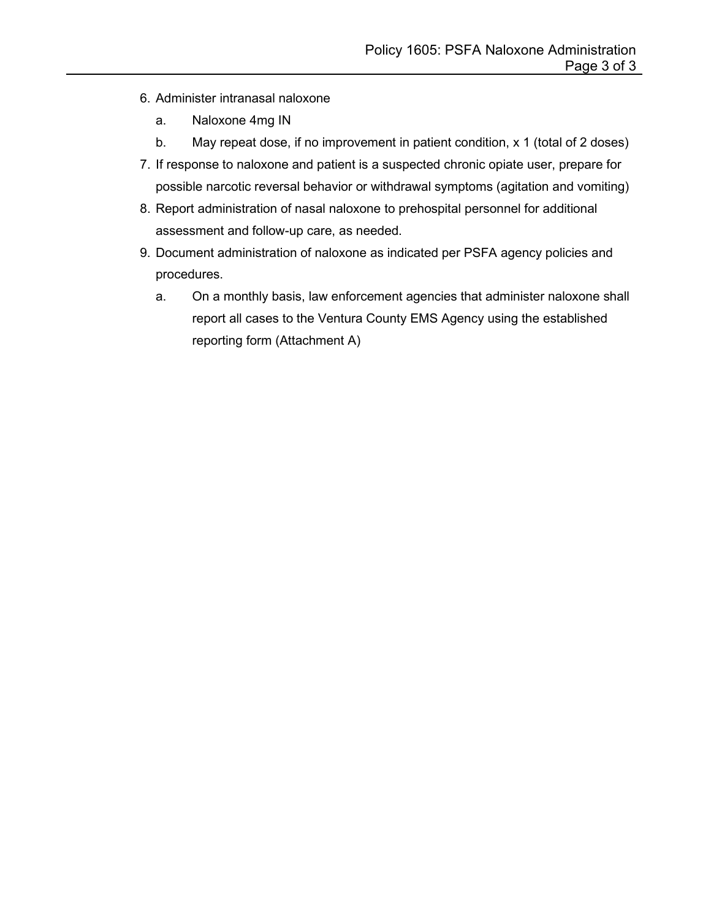6. Administer intranasal naloxone
   a. Naloxone 4mg IN
   b. May repeat dose, if no improvement in patient condition, x 1 (total of 2 doses)
7. If response to naloxone and patient is a suspected chronic opiate user, prepare for possible narcotic reversal behavior or withdrawal symptoms (agitation and vomiting)
8. Report administration of nasal naloxone to prehospital personnel for additional assessment and follow-up care, as needed.
9. Document administration of naloxone as indicated per PSFA agency policies and procedures.
   a. On a monthly basis, law enforcement agencies that administer naloxone shall report all cases to the Ventura County EMS Agency using the established reporting form (Attachment A)